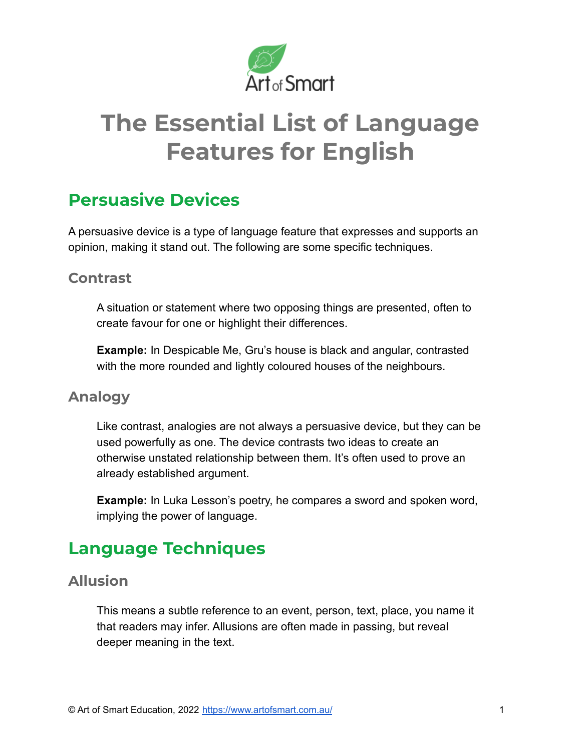# The Essential List of Language Features for English

## Persuasive Devices

A persuasive device is a type of language feature that expresses and supports an opinion, making it stand out. The following are some specific techniques.

### Contrast

A situation or statement where two opposing things are presented, often to create favour for one or highlight their differences.

**Example:** In Despicable Me, Gru's house is black and angular, contrasted with the more rounded and lightly coloured houses of the neighbours.

### Analogy

Like contrast, analogies are not always a persuasive device, but they can be used powerfully as one. The device contrasts two ideas to create an otherwise unstated relationship between them. It's often used to prove an already established argument.

**Example:** In Luka Lesson's poetry, he compares a sword and spoken word, implying the power of language.

## Language Techniques

### Allusion

This means a subtle reference to an event, person, text, place, you name it that readers may infer. Allusions are often made in passing, but reveal deeper meaning in the text.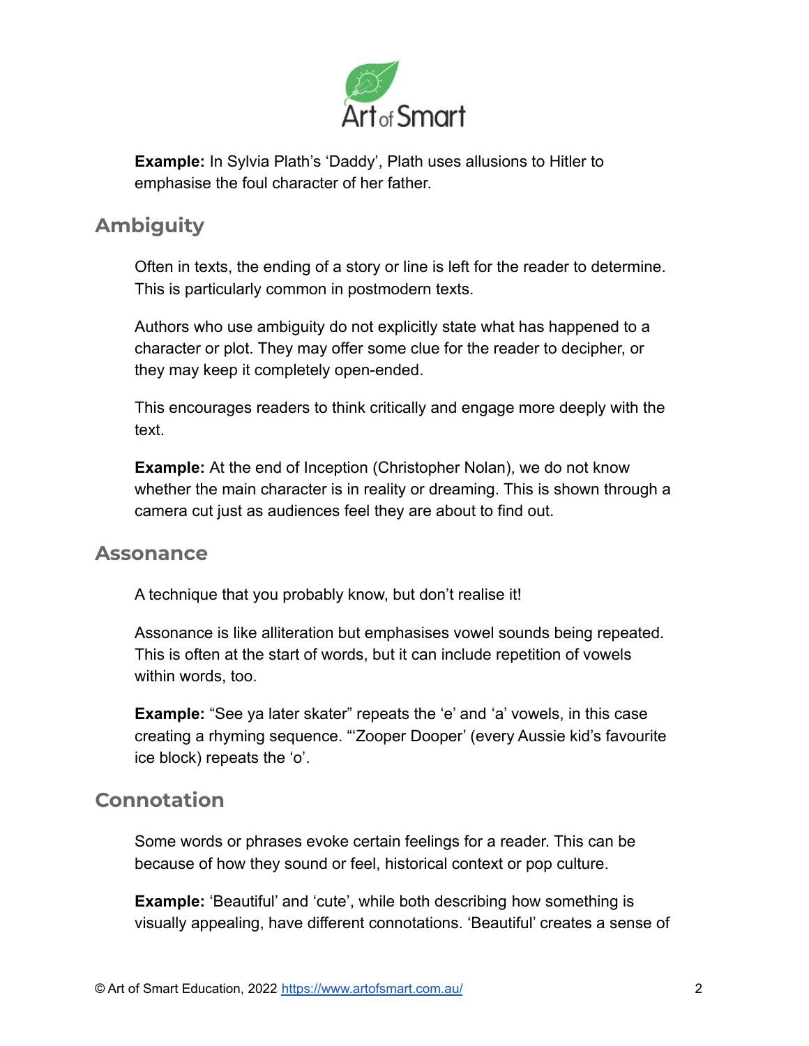**Example:** In Sylvia Plath's 'Daddy', Plath uses allusions to Hitler to emphasise the foul character of her father.

## Ambiguity

Often in texts, the ending of a story or line is left for the reader to determine. This is particularly common in postmodern texts.

Authors who use ambiguity do not explicitly state what has happened to a character or plot. They may offer some clue for the reader to decipher, or they may keep it completely open-ended.

This encourages readers to think critically and engage more deeply with the text.

**Example:** At the end of Inception (Christopher Nolan), we do not know whether the main character is in reality or dreaming. This is shown through a camera cut just as audiences feel they are about to find out.

## Assonance

A technique that you probably know, but don't realise it!

Assonance is like alliteration but emphasises vowel sounds being repeated. This is often at the start of words, but it can include repetition of vowels within words, too.

**Example:** "See ya later skater" repeats the 'e' and 'a' vowels, in this case creating a rhyming sequence. "'Zooper Dooper' (every Aussie kid's favourite ice block) repeats the 'o'.

## Connotation

Some words or phrases evoke certain feelings for a reader. This can be because of how they sound or feel, historical context or pop culture.

**Example:** 'Beautiful' and 'cute', while both describing how something is visually appealing, have different connotations. 'Beautiful' creates a sense of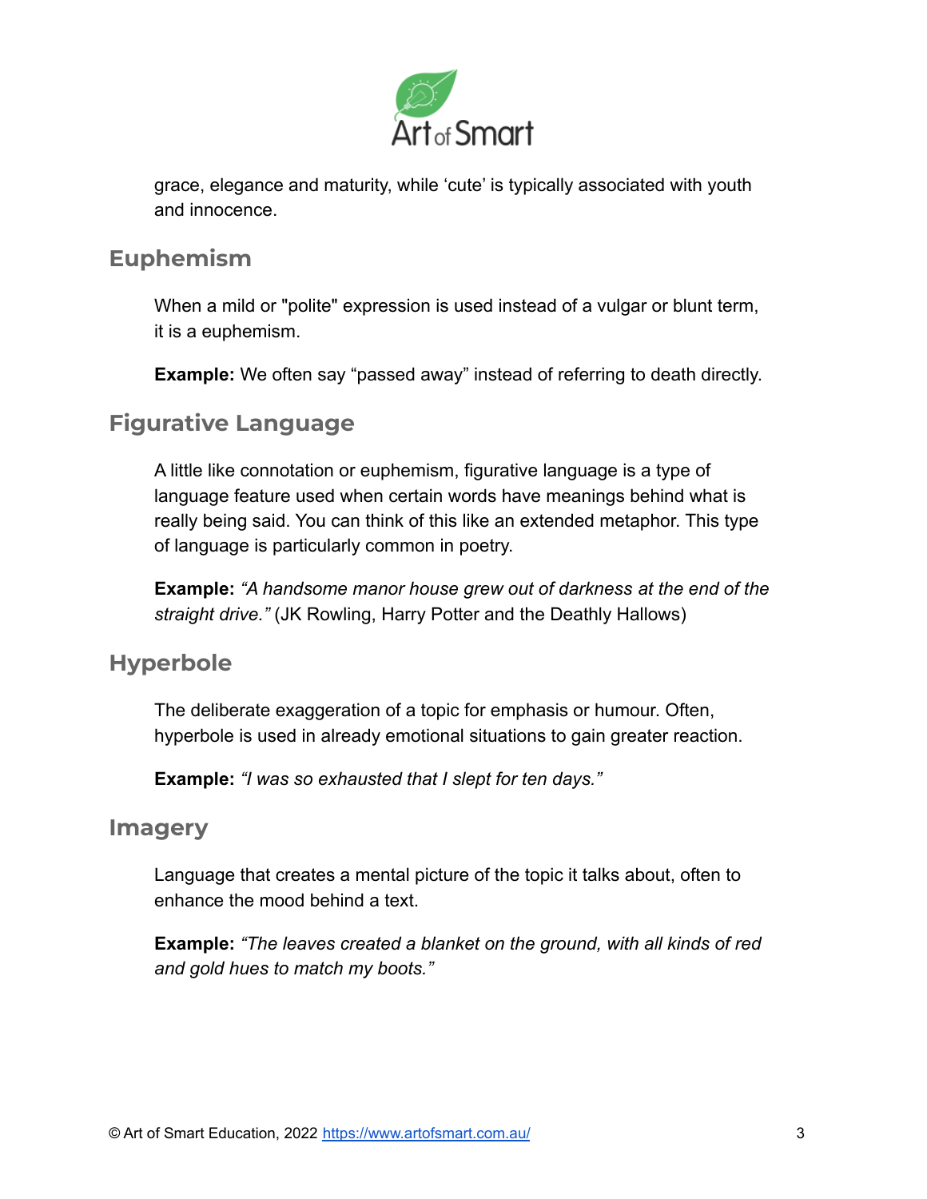grace, elegance and maturity, while 'cute' is typically associated with youth and innocence.

## Euphemism

When a mild or "polite" expression is used instead of a vulgar or blunt term, it is a euphemism.

**Example:** We often say "passed away" instead of referring to death directly.

## Figurative Language

A little like connotation or euphemism, figurative language is a type of language feature used when certain words have meanings behind what is really being said. You can think of this like an extended metaphor. This type of language is particularly common in poetry.

**Example:** *"A handsome manor house grew out of darkness at the end of the straight drive."* (JK Rowling, Harry Potter and the Deathly Hallows)

## Hyperbole

The deliberate exaggeration of a topic for emphasis or humour. Often, hyperbole is used in already emotional situations to gain greater reaction.

**Example:** *"I was so exhausted that I slept for ten days."*

## Imagery

Language that creates a mental picture of the topic it talks about, often to enhance the mood behind a text.

**Example:** *"The leaves created a blanket on the ground, with all kinds of red and gold hues to match my boots."*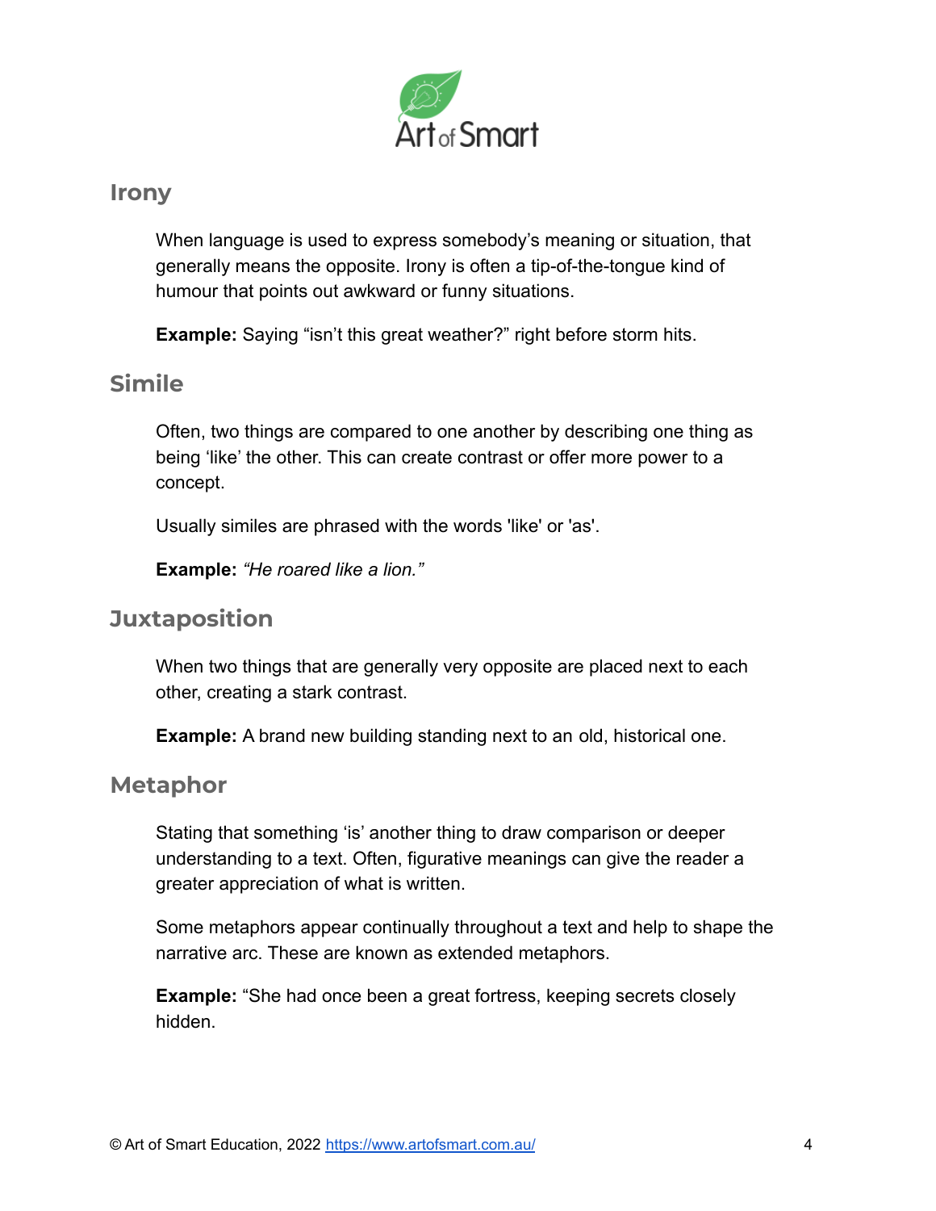## Irony

When language is used to express somebody's meaning or situation, that generally means the opposite. Irony is often a tip-of-the-tongue kind of humour that points out awkward or funny situations.

**Example:** Saying "isn't this great weather?" right before storm hits.

## Simile

Often, two things are compared to one another by describing one thing as being 'like' the other. This can create contrast or offer more power to a concept.

Usually similes are phrased with the words 'like' or 'as'.

**Example:** *"He roared like a lion."*

## Juxtaposition

When two things that are generally very opposite are placed next to each other, creating a stark contrast.

**Example:** A brand new building standing next to an old, historical one.

## Metaphor

Stating that something 'is' another thing to draw comparison or deeper understanding to a text. Often, figurative meanings can give the reader a greater appreciation of what is written.

Some metaphors appear continually throughout a text and help to shape the narrative arc. These are known as extended metaphors.

**Example:** "She had once been a great fortress, keeping secrets closely hidden.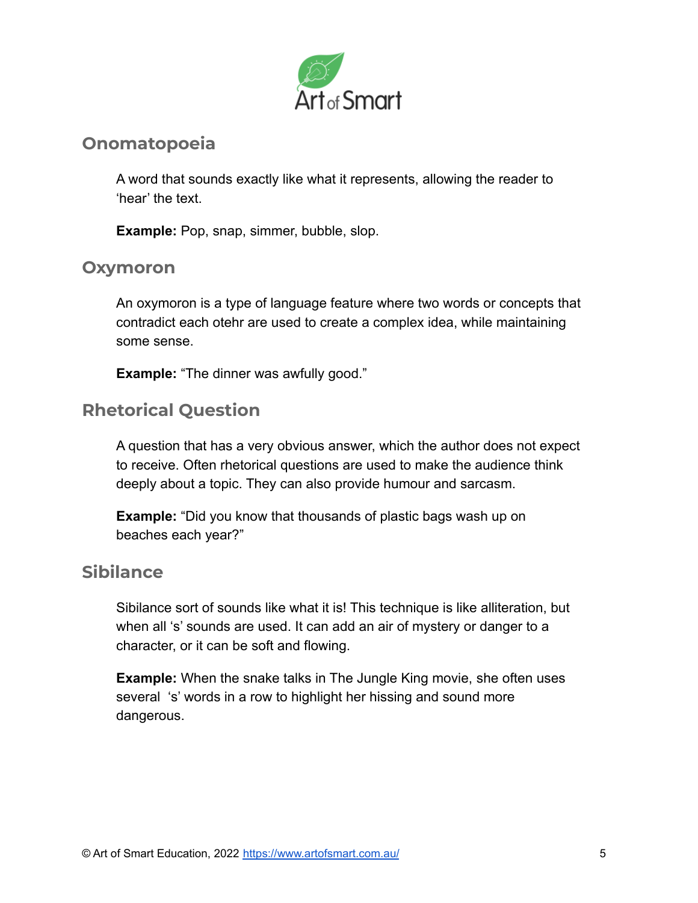## Onomatopoeia

A word that sounds exactly like what it represents, allowing the reader to 'hear' the text.

**Example:** Pop, snap, simmer, bubble, slop.

## Oxymoron

An oxymoron is a type of language feature where two words or concepts that contradict each otehr are used to create a complex idea, while maintaining some sense.

**Example:** "The dinner was awfully good."

## Rhetorical Question

A question that has a very obvious answer, which the author does not expect to receive. Often rhetorical questions are used to make the audience think deeply about a topic. They can also provide humour and sarcasm.

**Example:** "Did you know that thousands of plastic bags wash up on beaches each year?"

## Sibilance

Sibilance sort of sounds like what it is! This technique is like alliteration, but when all 's' sounds are used. It can add an air of mystery or danger to a character, or it can be soft and flowing.

**Example:** When the snake talks in The Jungle King movie, she often uses several 's' words in a row to highlight her hissing and sound more dangerous.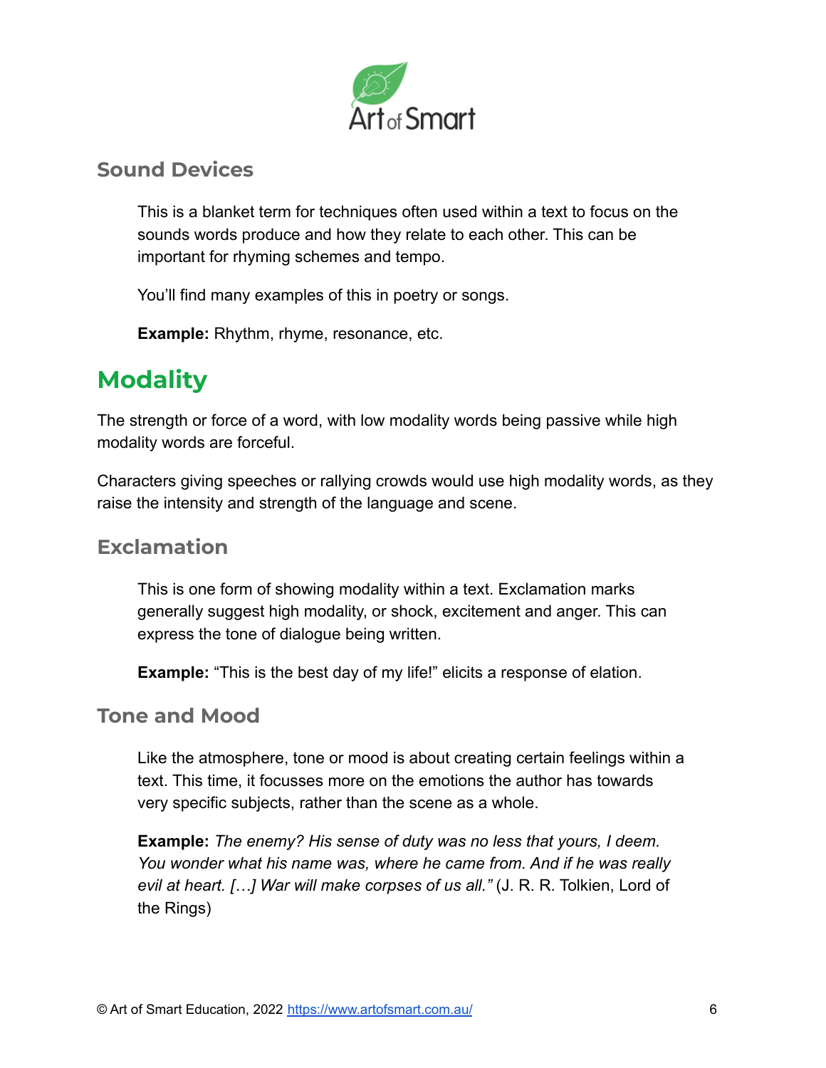### Sound Devices

This is a blanket term for techniques often used within a text to focus on the sounds words produce and how they relate to each other. This can be important for rhyming schemes and tempo.

You'll find many examples of this in poetry or songs.

**Example:** Rhythm, rhyme, resonance, etc.

## Modality

The strength or force of a word, with low modality words being passive while high modality words are forceful.

Characters giving speeches or rallying crowds would use high modality words, as they raise the intensity and strength of the language and scene.

### Exclamation

This is one form of showing modality within a text. Exclamation marks generally suggest high modality, or shock, excitement and anger. This can express the tone of dialogue being written.

**Example:** "This is the best day of my life!" elicits a response of elation.

### Tone and Mood

Like the atmosphere, tone or mood is about creating certain feelings within a text. This time, it focusses more on the emotions the author has towards very specific subjects, rather than the scene as a whole.

**Example:** *The enemy? His sense of duty was no less that yours, I deem. You wonder what his name was, where he came from. And if he was really evil at heart. […] War will make corpses of us all."* (J. R. R. Tolkien, Lord of the Rings)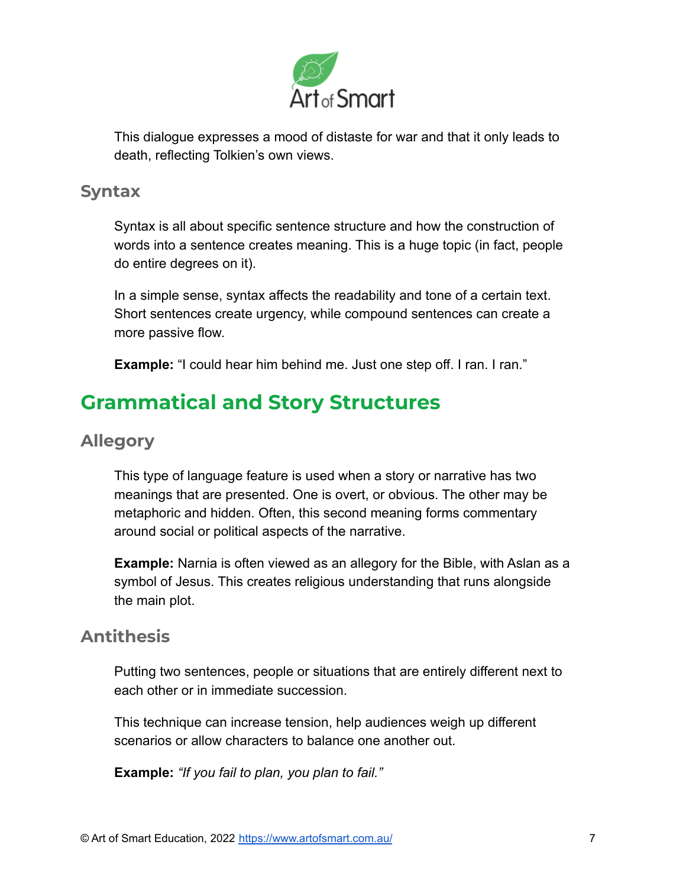This dialogue expresses a mood of distaste for war and that it only leads to death, reflecting Tolkien's own views.

### Syntax

Syntax is all about specific sentence structure and how the construction of words into a sentence creates meaning. This is a huge topic (in fact, people do entire degrees on it).

In a simple sense, syntax affects the readability and tone of a certain text. Short sentences create urgency, while compound sentences can create a more passive flow.

**Example:** "I could hear him behind me. Just one step off. I ran. I ran."

## Grammatical and Story Structures

### Allegory

This type of language feature is used when a story or narrative has two meanings that are presented. One is overt, or obvious. The other may be metaphoric and hidden. Often, this second meaning forms commentary around social or political aspects of the narrative.

**Example:** Narnia is often viewed as an allegory for the Bible, with Aslan as a symbol of Jesus. This creates religious understanding that runs alongside the main plot.

### Antithesis

Putting two sentences, people or situations that are entirely different next to each other or in immediate succession.

This technique can increase tension, help audiences weigh up different scenarios or allow characters to balance one another out.

**Example:** *"If you fail to plan, you plan to fail."*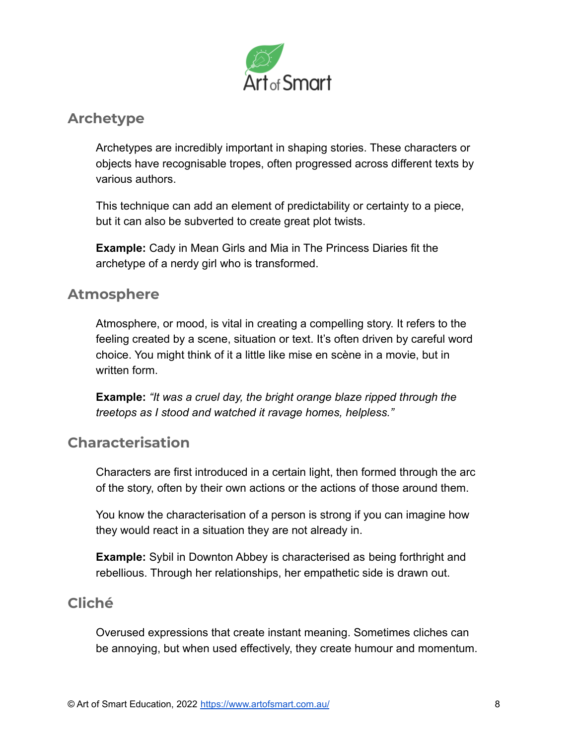## Archetype

Archetypes are incredibly important in shaping stories. These characters or objects have recognisable tropes, often progressed across different texts by various authors.

This technique can add an element of predictability or certainty to a piece, but it can also be subverted to create great plot twists.

**Example:** Cady in Mean Girls and Mia in The Princess Diaries fit the archetype of a nerdy girl who is transformed.

## Atmosphere

Atmosphere, or mood, is vital in creating a compelling story. It refers to the feeling created by a scene, situation or text. It's often driven by careful word choice. You might think of it a little like mise en scène in a movie, but in written form.

**Example:** *"It was a cruel day, the bright orange blaze ripped through the treetops as I stood and watched it ravage homes, helpless."*

## Characterisation

Characters are first introduced in a certain light, then formed through the arc of the story, often by their own actions or the actions of those around them.

You know the characterisation of a person is strong if you can imagine how they would react in a situation they are not already in.

**Example:** Sybil in Downton Abbey is characterised as being forthright and rebellious. Through her relationships, her empathetic side is drawn out.

## Cliché

Overused expressions that create instant meaning. Sometimes cliches can be annoying, but when used effectively, they create humour and momentum.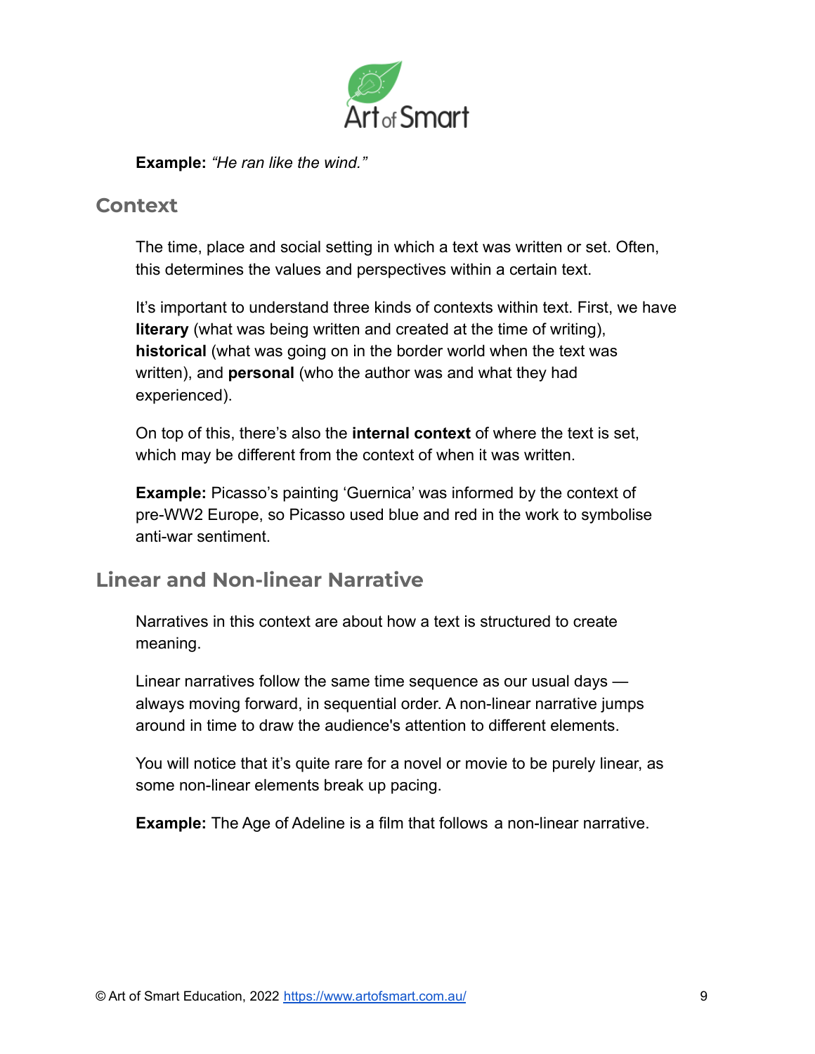**Example:** *"He ran like the wind."*

## Context

The time, place and social setting in which a text was written or set. Often, this determines the values and perspectives within a certain text.

It's important to understand three kinds of contexts within text. First, we have **literary** (what was being written and created at the time of writing), **historical** (what was going on in the border world when the text was written), and **personal** (who the author was and what they had experienced).

On top of this, there's also the **internal context** of where the text is set, which may be different from the context of when it was written.

**Example:** Picasso's painting 'Guernica' was informed by the context of pre-WW2 Europe, so Picasso used blue and red in the work to symbolise anti-war sentiment.

## Linear and Non-linear Narrative

Narratives in this context are about how a text is structured to create meaning.

Linear narratives follow the same time sequence as our usual days — always moving forward, in sequential order. A non-linear narrative jumps around in time to draw the audience's attention to different elements.

You will notice that it's quite rare for a novel or movie to be purely linear, as some non-linear elements break up pacing.

**Example:** The Age of Adeline is a film that follows a non-linear narrative.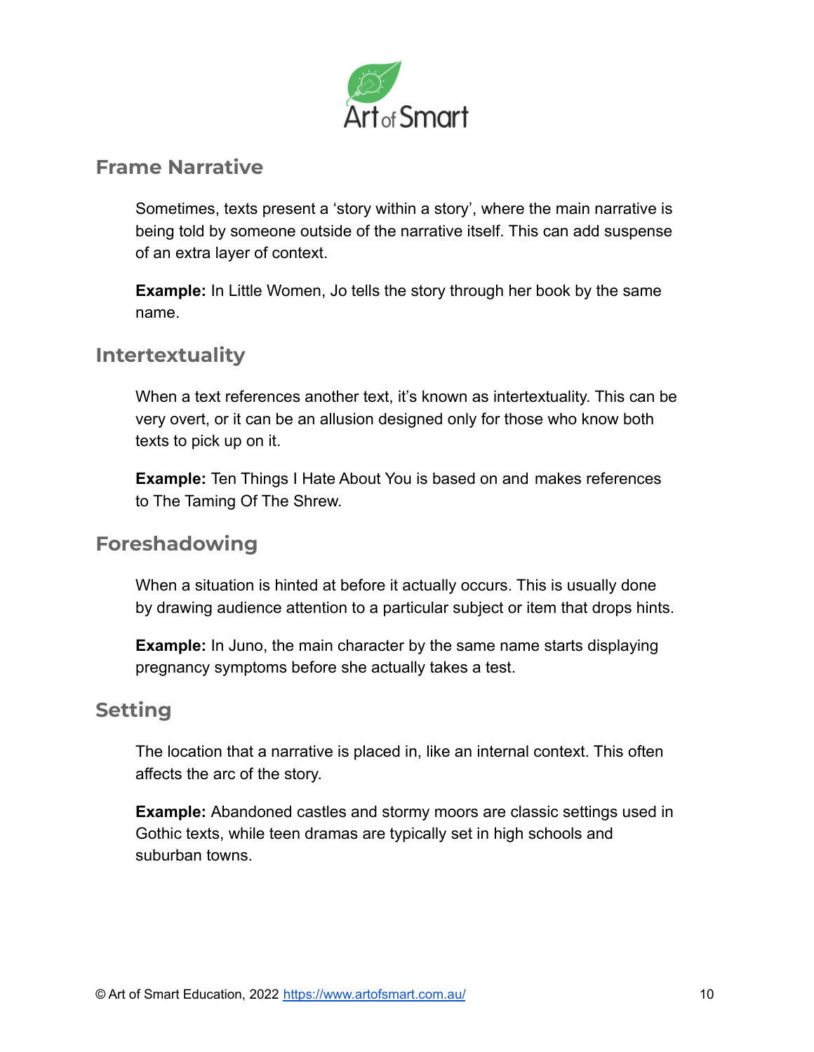## Frame Narrative

Sometimes, texts present a 'story within a story', where the main narrative is being told by someone outside of the narrative itself. This can add suspense of an extra layer of context.

**Example:** In Little Women, Jo tells the story through her book by the same name.

## Intertextuality

When a text references another text, it's known as intertextuality. This can be very overt, or it can be an allusion designed only for those who know both texts to pick up on it.

**Example:** Ten Things I Hate About You is based on and makes references to The Taming Of The Shrew.

## Foreshadowing

When a situation is hinted at before it actually occurs. This is usually done by drawing audience attention to a particular subject or item that drops hints.

**Example:** In Juno, the main character by the same name starts displaying pregnancy symptoms before she actually takes a test.

## Setting

The location that a narrative is placed in, like an internal context. This often affects the arc of the story.

**Example:** Abandoned castles and stormy moors are classic settings used in Gothic texts, while teen dramas are typically set in high schools and suburban towns.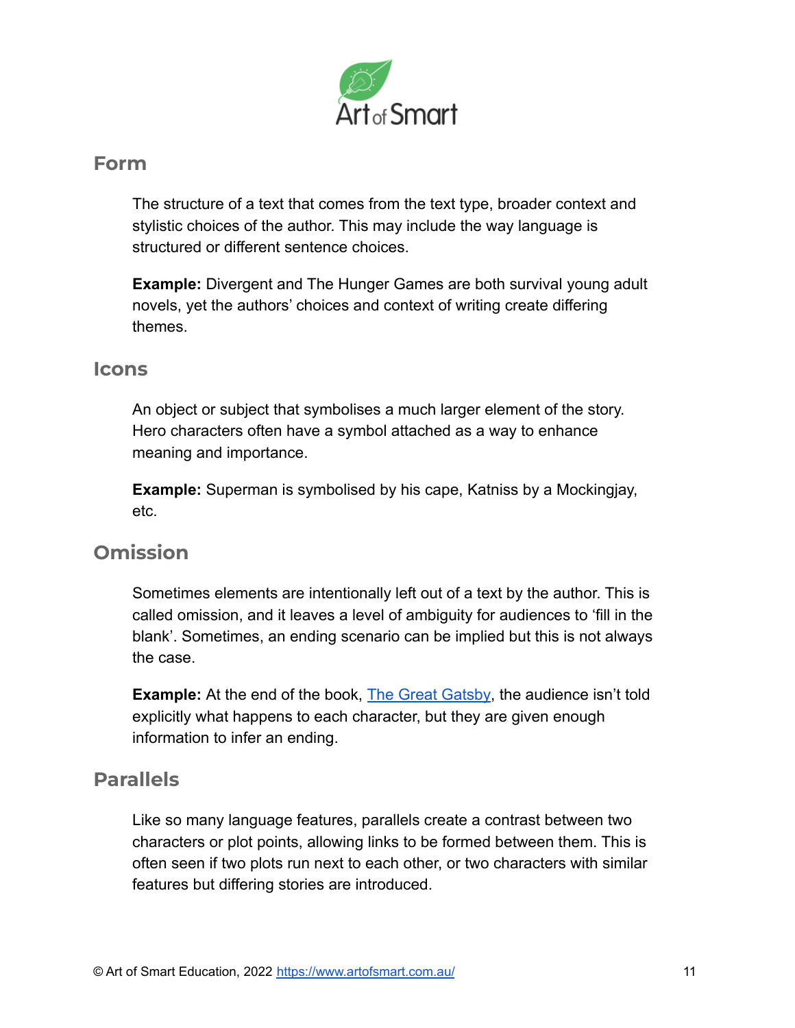## Form

The structure of a text that comes from the text type, broader context and stylistic choices of the author. This may include the way language is structured or different sentence choices.

**Example:** Divergent and The Hunger Games are both survival young adult novels, yet the authors' choices and context of writing create differing themes.

## Icons

An object or subject that symbolises a much larger element of the story. Hero characters often have a symbol attached as a way to enhance meaning and importance.

**Example:** Superman is symbolised by his cape, Katniss by a Mockingjay, etc.

## Omission

Sometimes elements are intentionally left out of a text by the author. This is called omission, and it leaves a level of ambiguity for audiences to 'fill in the blank'. Sometimes, an ending scenario can be implied but this is not always the case.

**Example:** At the end of the book, The Great Gatsby, the audience isn't told explicitly what happens to each character, but they are given enough information to infer an ending.

## Parallels

Like so many language features, parallels create a contrast between two characters or plot points, allowing links to be formed between them. This is often seen if two plots run next to each other, or two characters with similar features but differing stories are introduced.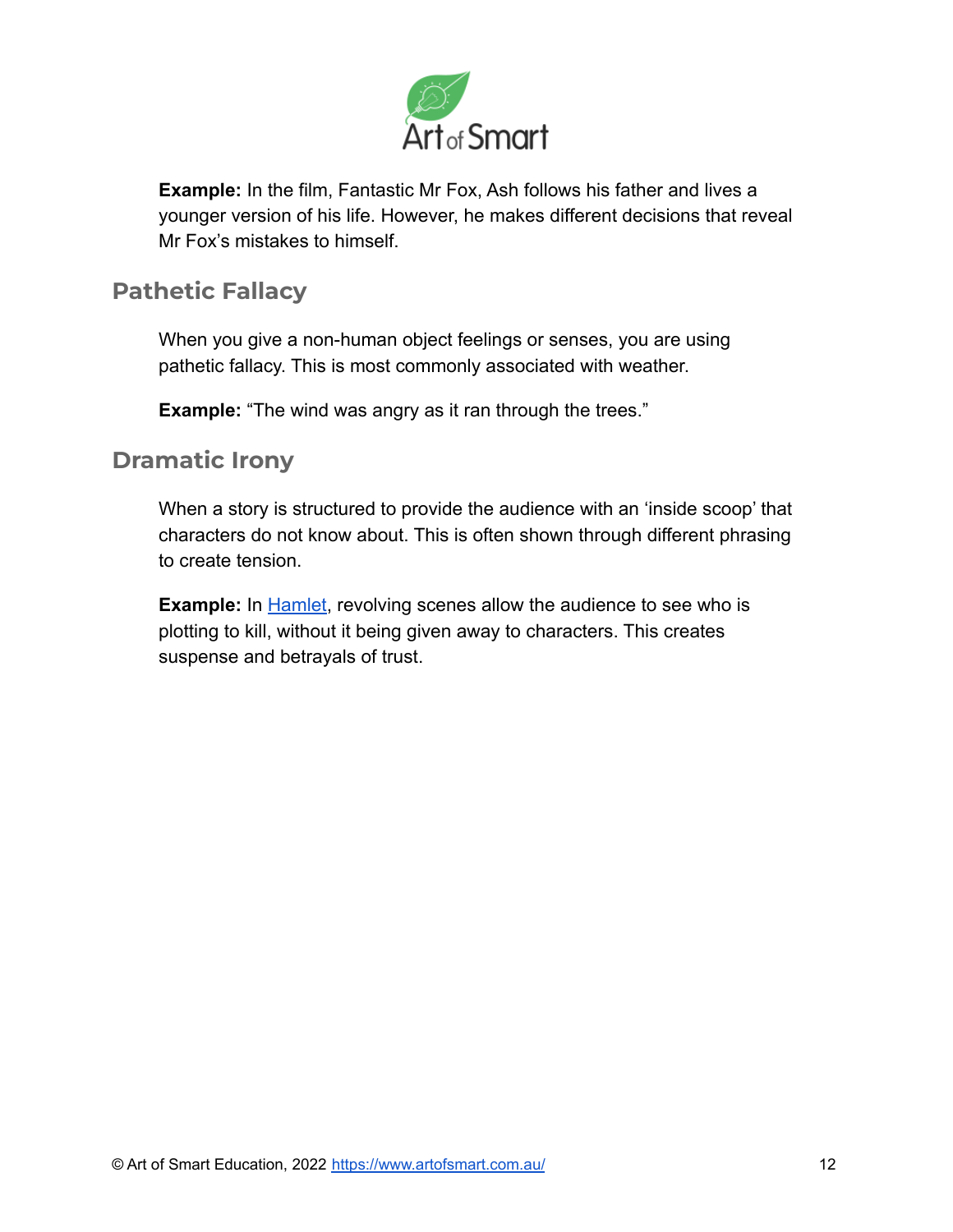**Example:** In the film, Fantastic Mr Fox, Ash follows his father and lives a younger version of his life. However, he makes different decisions that reveal Mr Fox's mistakes to himself.

## Pathetic Fallacy

When you give a non-human object feelings or senses, you are using pathetic fallacy. This is most commonly associated with weather.

**Example:** "The wind was angry as it ran through the trees."

## Dramatic Irony

When a story is structured to provide the audience with an 'inside scoop' that characters do not know about. This is often shown through different phrasing to create tension.

**Example:** In [Hamlet](), revolving scenes allow the audience to see who is plotting to kill, without it being given away to characters. This creates suspense and betrayals of trust.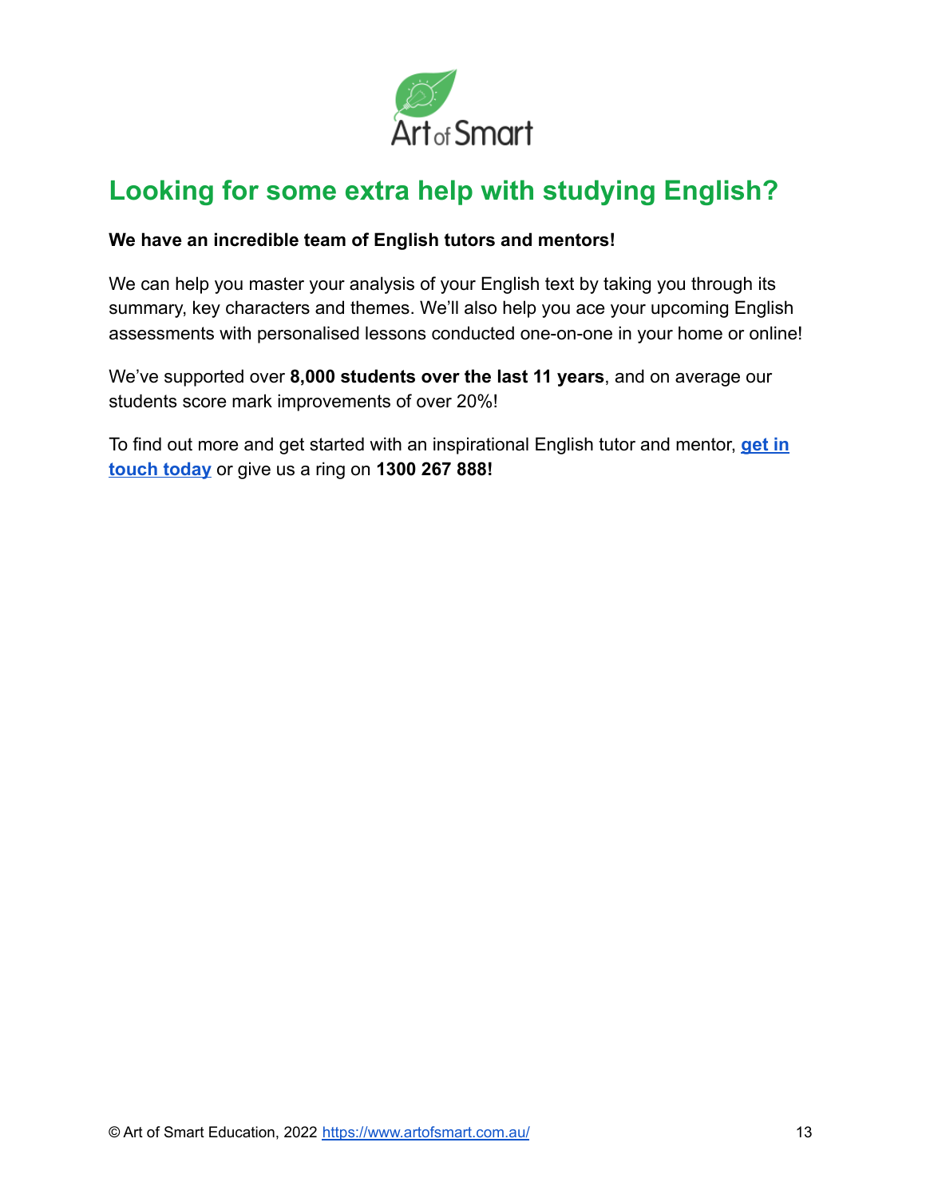Art of Smart

# Looking for some extra help with studying English?

**We have an incredible team of English tutors and mentors!**

We can help you master your analysis of your English text by taking you through its summary, key characters and themes. We'll also help you ace your upcoming English assessments with personalised lessons conducted one-on-one in your home or online!

We've supported over **8,000 students over the last 11 years**, and on average our students score mark improvements of over 20%!

To find out more and get started with an inspirational English tutor and mentor, **get in touch today** or give us a ring on **1300 267 888!**

© Art of Smart Education, 2022 https://www.artofsmart.com.au/